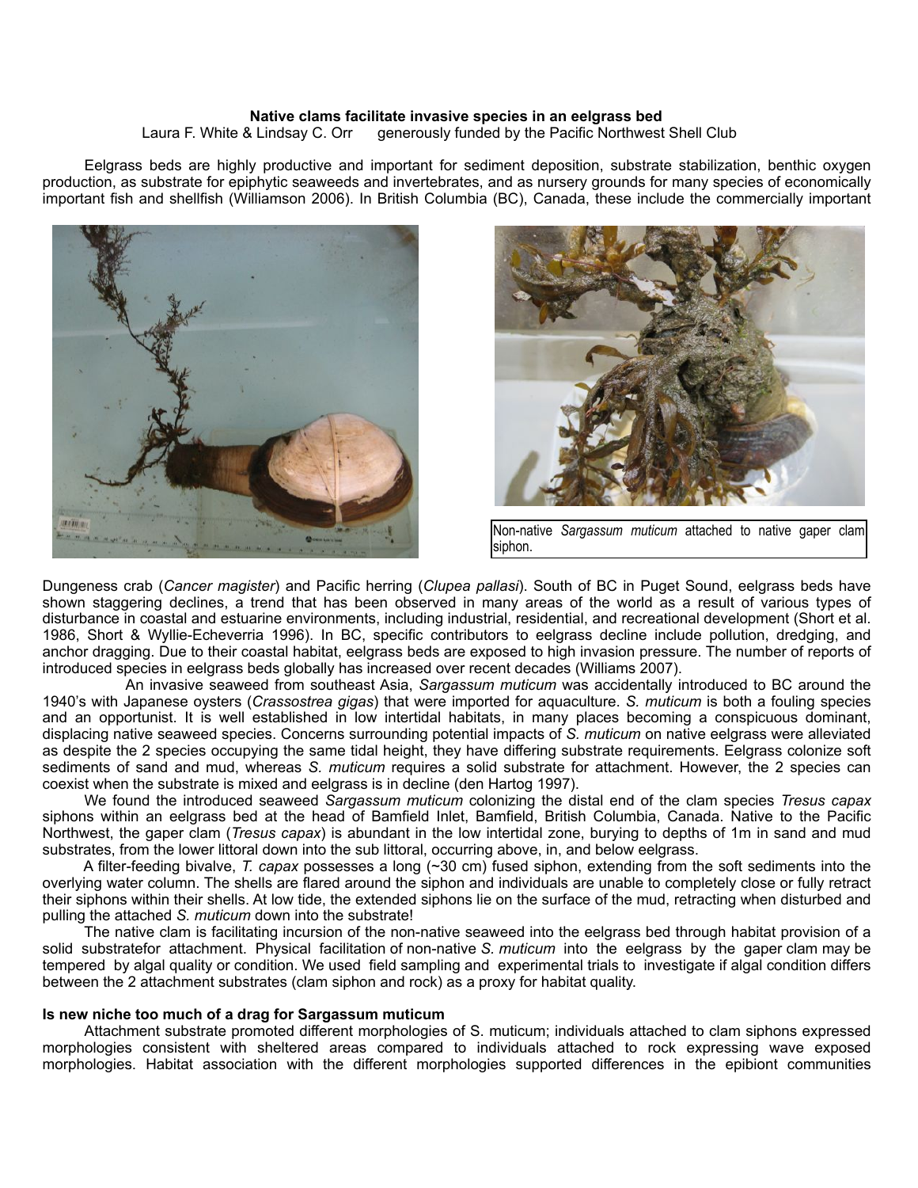**Native clams facilitate invasive species in an eelgrass bed**

Laura F. White & Lindsay C. Orr generously funded by the Pacific Northwest Shell Club

Eelgrass beds are highly productive and important for sediment deposition, substrate stabilization, benthic oxygen production, as substrate for epiphytic seaweeds and invertebrates, and as nursery grounds for many species of economically important fish and shellfish (Williamson 2006). In British Columbia (BC), Canada, these include the commercially important Dungeness crab (*Cancer magister*) and Pacific herring (*Clupea pallasi*). South of BC in Puget Sound, eelgrass beds have shown staggering declines, a trend that has been observed in many areas of the world as a result of various types of disturbance in coastal and estuarine environments, including industrial, residential, and recreational development (Short et al. 1986, Short & Wyllie-Echeverria 1996). In BC, specific contributors to eelgrass decline include pollution, dredging, and anchor dragging. Due to their coastal habitat, eelgrass beds are exposed to high invasion pressure. The number of reports of introduced species in eelgrass beds globally has increased over recent decades (Williams 2007).

Non-native *Sargassum muticum* attached to native gaper clam siphon.

An invasive seaweed from southeast Asia, *Sargassum muticum* was accidentally introduced to BC around the 1940's with Japanese oysters (*Crassostrea gigas*) that were imported for aquaculture. *S. muticum* is both a fouling species and an opportunist. It is well established in low intertidal habitats, in many places becoming a conspicuous dominant, displacing native seaweed species. Concerns surrounding potential impacts of *S. muticum* on native eelgrass were alleviated as despite the 2 species occupying the same tidal height, they have differing substrate requirements. Eelgrass colonize soft sediments of sand and mud, whereas *S. muticum* requires a solid substrate for attachment. However, the 2 species can coexist when the substrate is mixed and eelgrass is in decline (den Hartog 1997).

We found the introduced seaweed *Sargassum muticum* colonizing the distal end of the clam species *Tresus capax* siphons within an eelgrass bed at the head of Bamfield Inlet, Bamfield, British Columbia, Canada. Native to the Pacific Northwest, the gaper clam (*Tresus capax*) is abundant in the low intertidal zone, burying to depths of 1m in sand and mud substrates, from the lower littoral down into the sub littoral, occurring above, in, and below eelgrass.

A filter-feeding bivalve, *T. capax* possesses a long (~30 cm) fused siphon, extending from the soft sediments into the overlying water column. The shells are flared around the siphon and individuals are unable to completely close or fully retract their siphons within their shells. At low tide, the extended siphons lie on the surface of the mud, retracting when disturbed and pulling the attached *S. muticum* down into the substrate!

The native clam is facilitating incursion of the non-native seaweed into the eelgrass bed through habitat provision of a solid substratefor attachment. Physical facilitation of non-native *S. muticum* into the eelgrass by the gaper clam may be tempered by algal quality or condition. We used field sampling and experimental trials to investigate if algal condition differs between the 2 attachment substrates (clam siphon and rock) as a proxy for habitat quality.

**Is new niche too much of a drag for Sargassum muticum**

Attachment substrate promoted different morphologies of S. muticum; individuals attached to clam siphons expressed morphologies consistent with sheltered areas compared to individuals attached to rock expressing wave exposed morphologies. Habitat association with the different morphologies supported differences in the epibiont communities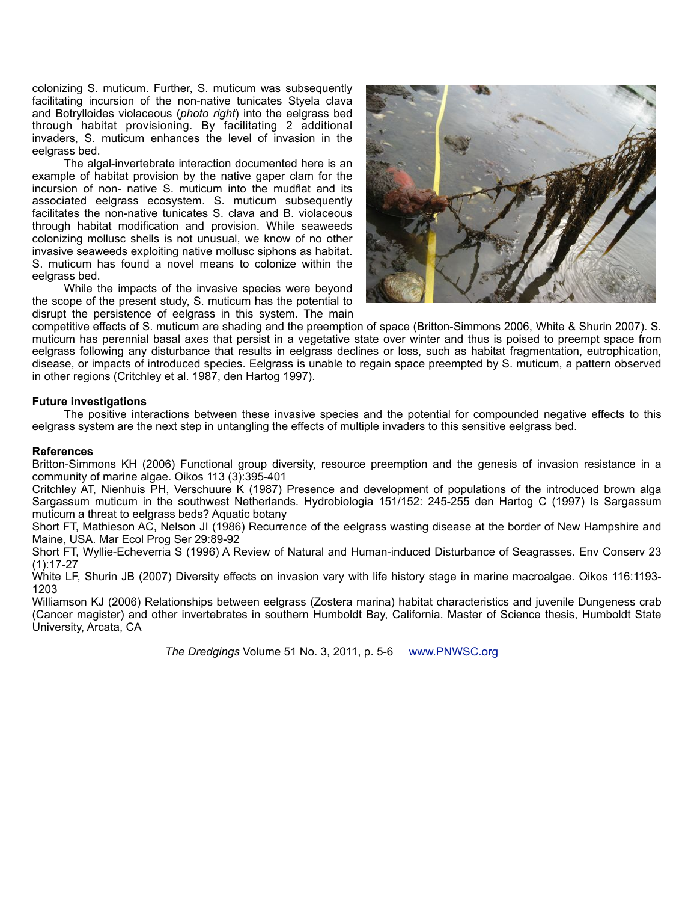colonizing S. muticum. Further, S. muticum was subsequently facilitating incursion of the non-native tunicates Styela clava and Botrylloides violaceous (*photo right*) into the eelgrass bed through habitat provisioning. By facilitating 2 additional invaders, S. muticum enhances the level of invasion in the eelgrass bed.

The algal-invertebrate interaction documented here is an example of habitat provision by the native gaper clam for the incursion of non- native S. muticum into the mudflat and its associated eelgrass ecosystem. S. muticum subsequently facilitates the non-native tunicates S. clava and B. violaceous through habitat modification and provision. While seaweeds colonizing mollusc shells is not unusual, we know of no other invasive seaweeds exploiting native mollusc siphons as habitat. S. muticum has found a novel means to colonize within the eelgrass bed.

While the impacts of the invasive species were beyond the scope of the present study, S. muticum has the potential to disrupt the persistence of eelgrass in this system. The main competitive effects of S. muticum are shading and the preemption of space (Britton-Simmons 2006, White & Shurin 2007). S. muticum has perennial basal axes that persist in a vegetative state over winter and thus is poised to preempt space from eelgrass following any disturbance that results in eelgrass declines or loss, such as habitat fragmentation, eutrophication, disease, or impacts of introduced species. Eelgrass is unable to regain space preempted by S. muticum, a pattern observed in other regions (Critchley et al. 1987, den Hartog 1997).

**Future investigations**

The positive interactions between these invasive species and the potential for compounded negative effects to this eelgrass system are the next step in untangling the effects of multiple invaders to this sensitive eelgrass bed.

**References**

Britton-Simmons KH (2006) Functional group diversity, resource preemption and the genesis of invasion resistance in a community of marine algae. Oikos 113 (3):395-401

Critchley AT, Nienhuis PH, Verschuure K (1987) Presence and development of populations of the introduced brown alga Sargassum muticum in the southwest Netherlands. Hydrobiologia 151/152: 245-255 den Hartog C (1997) Is Sargassum muticum a threat to eelgrass beds? Aquatic botany

Short FT, Mathieson AC, Nelson JI (1986) Recurrence of the eelgrass wasting disease at the border of New Hampshire and Maine, USA. Mar Ecol Prog Ser 29:89-92

Short FT, Wyllie-Echeverria S (1996) A Review of Natural and Human-induced Disturbance of Seagrasses. Env Conserv 23 (1):17-27

White LF, Shurin JB (2007) Diversity effects on invasion vary with life history stage in marine macroalgae. Oikos 116:1193-1203

Williamson KJ (2006) Relationships between eelgrass (Zostera marina) habitat characteristics and juvenile Dungeness crab (Cancer magister) and other invertebrates in southern Humboldt Bay, California. Master of Science thesis, Humboldt State University, Arcata, CA

*The Dredgings* Volume 51 No. 3, 2011, p. 5-6 www.PNWSC.org